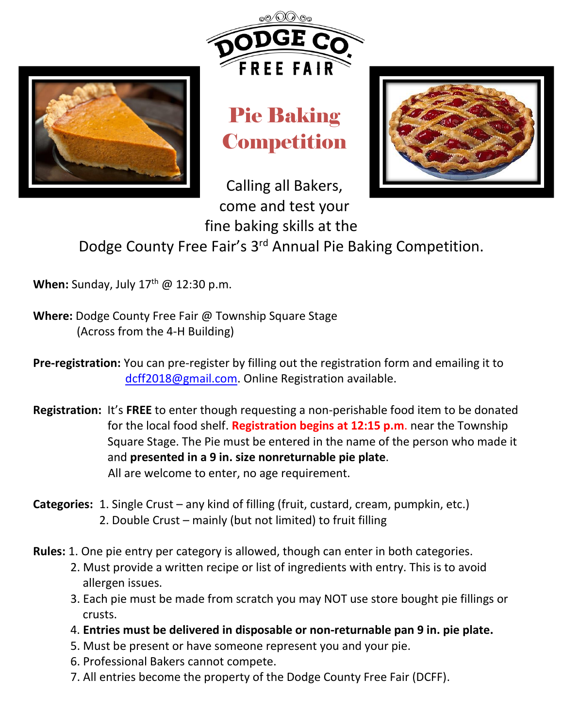# DODGE CO. FREE FAIR

## Pie Baking Competition

Calling all Bakers, come and test your fine baking skills at the Dodge County Free Fair's 3rd Annual Pie Baking Competition.

**When:** Sunday, July 17th @ 12:30 p.m.

**Where:** Dodge County Free Fair @ Township Square Stage (Across from the 4-H Building)

**Pre-registration:** You can pre-register by filling out the registration form and emailing it to dcff2018@gmail.com. Online Registration available.

**Registration:** It's **FREE** to enter though requesting a non-perishable food item to be donated for the local food shelf. **Registration begins at 12:15 p.m.** near the Township Square Stage. The Pie must be entered in the name of the person who made it and **presented in a 9 in. size nonreturnable pie plate**. All are welcome to enter, no age requirement.

**Categories:**
1. Single Crust – any kind of filling (fruit, custard, cream, pumpkin, etc.)
2. Double Crust – mainly (but not limited) to fruit filling

**Rules:**
1. One pie entry per category is allowed, though can enter in both categories.
2. Must provide a written recipe or list of ingredients with entry. This is to avoid allergen issues.
3. Each pie must be made from scratch you may NOT use store bought pie fillings or crusts.
4. **Entries must be delivered in disposable or non-returnable pan 9 in. pie plate.**
5. Must be present or have someone represent you and your pie.
6. Professional Bakers cannot compete.
7. All entries become the property of the Dodge County Free Fair (DCFF).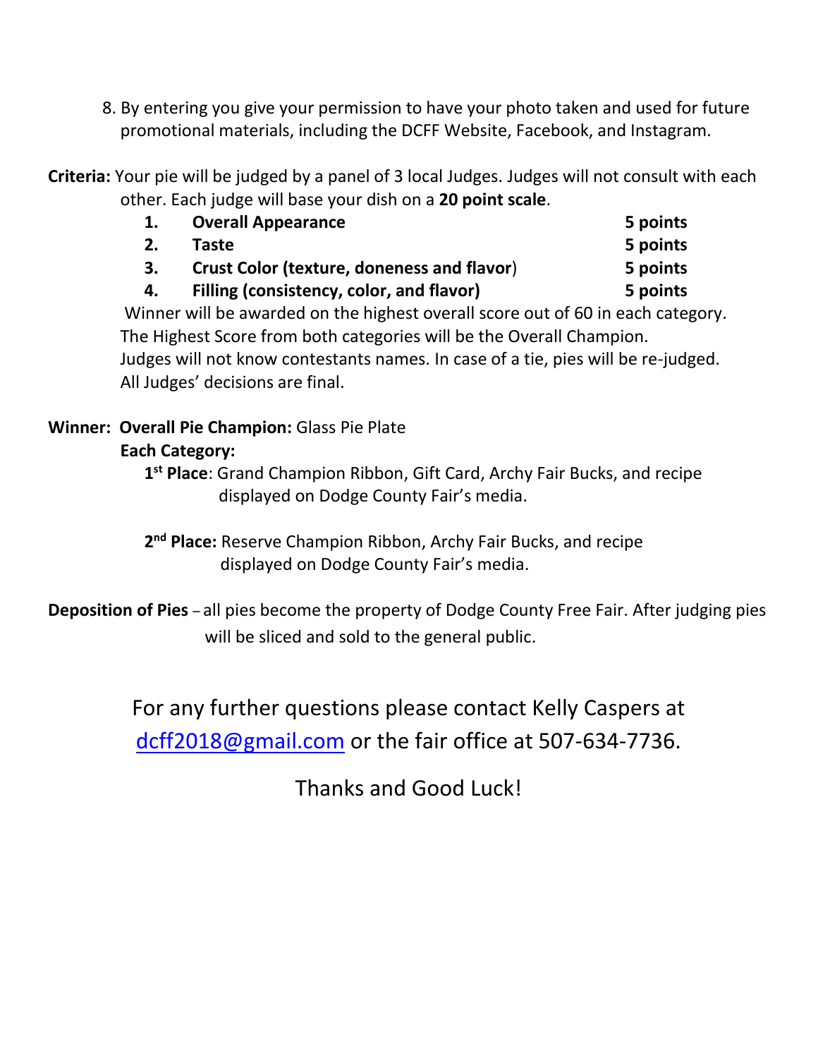8. By entering you give your permission to have your photo taken and used for future promotional materials, including the DCFF Website, Facebook, and Instagram.

**Criteria:** Your pie will be judged by a panel of 3 local Judges. Judges will not consult with each other. Each judge will base your dish on a **20 point scale**.

| | | |
|---|---|---|
| **1.** | **Overall Appearance** | **5 points** |
| **2.** | **Taste** | **5 points** |
| **3.** | **Crust Color (texture, doneness and flavor)** | **5 points** |
| **4.** | **Filling (consistency, color, and flavor)** | **5 points** |

Winner will be awarded on the highest overall score out of 60 in each category.
The Highest Score from both categories will be the Overall Champion.
Judges will not know contestants names. In case of a tie, pies will be re-judged.
All Judges' decisions are final.

**Winner: Overall Pie Champion:** Glass Pie Plate

**Each Category:**

**1st Place**: Grand Champion Ribbon, Gift Card, Archy Fair Bucks, and recipe displayed on Dodge County Fair's media.

**2nd Place:** Reserve Champion Ribbon, Archy Fair Bucks, and recipe displayed on Dodge County Fair's media.

**Deposition of Pies** – all pies become the property of Dodge County Free Fair. After judging pies will be sliced and sold to the general public.

For any further questions please contact Kelly Caspers at dcff2018@gmail.com or the fair office at 507-634-7736.

Thanks and Good Luck!